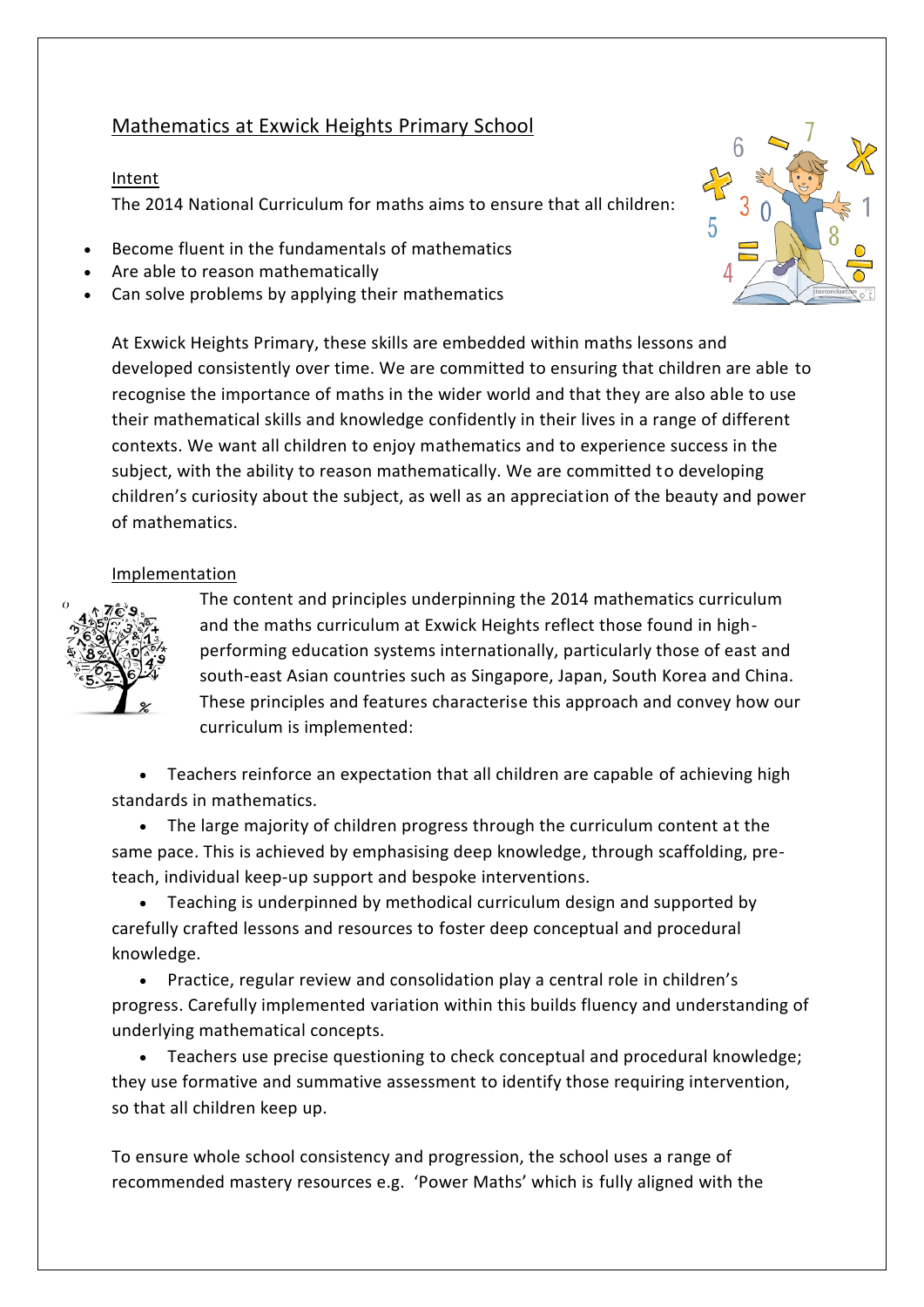# Mathematics at Exwick Heights Primary School

## Intent

The 2014 National Curriculum for maths aims to ensure that all children:

- Become fluent in the fundamentals of mathematics
- Are able to reason mathematically
- Can solve problems by applying their mathematics

At Exwick Heights Primary, these skills are embedded within maths lessons and developed consistently over time. We are committed to ensuring that children are able to recognise the importance of maths in the wider world and that they are also able to use their mathematical skills and knowledge confidently in their lives in a range of different contexts. We want all children to enjoy mathematics and to experience success in the subject, with the ability to reason mathematically. We are committed to developing children's curiosity about the subject, as well as an appreciation of the beauty and power of mathematics.

## Implementation

The content and principles underpinning the 2014 mathematics curriculum and the maths curriculum at Exwick Heights reflect those found in high-performing education systems internationally, particularly those of east and south-east Asian countries such as Singapore, Japan, South Korea and China. These principles and features characterise this approach and convey how our curriculum is implemented:

- Teachers reinforce an expectation that all children are capable of achieving high standards in mathematics.
- The large majority of children progress through the curriculum content at the same pace. This is achieved by emphasising deep knowledge, through scaffolding, pre-teach, individual keep-up support and bespoke interventions.
- Teaching is underpinned by methodical curriculum design and supported by carefully crafted lessons and resources to foster deep conceptual and procedural knowledge.
- Practice, regular review and consolidation play a central role in children's progress. Carefully implemented variation within this builds fluency and understanding of underlying mathematical concepts.
- Teachers use precise questioning to check conceptual and procedural knowledge; they use formative and summative assessment to identify those requiring intervention, so that all children keep up.

To ensure whole school consistency and progression, the school uses a range of recommended mastery resources e.g. 'Power Maths' which is fully aligned with the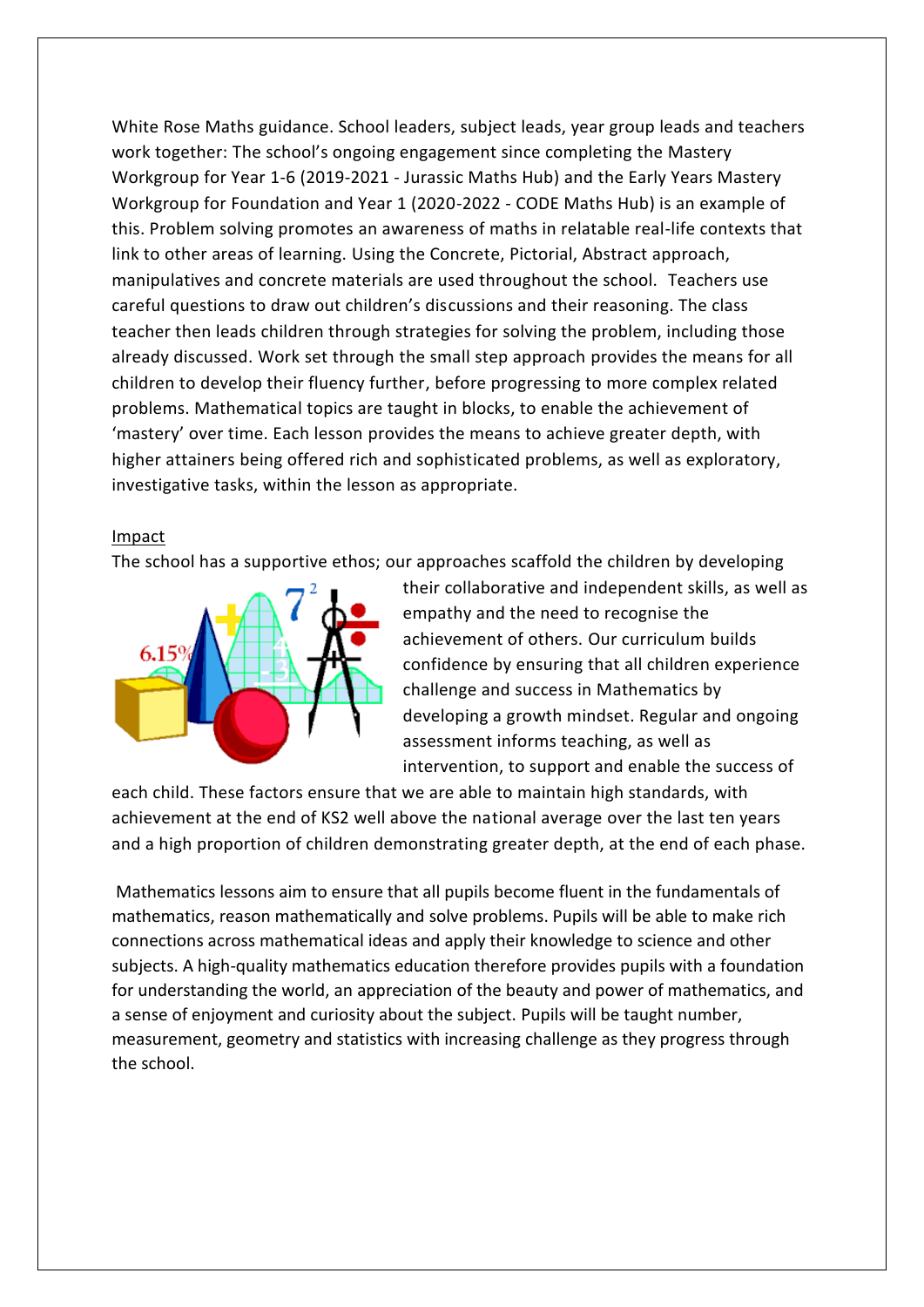White Rose Maths guidance. School leaders, subject leads, year group leads and teachers work together: The school's ongoing engagement since completing the Mastery Workgroup for Year 1-6 (2019-2021 - Jurassic Maths Hub) and the Early Years Mastery Workgroup for Foundation and Year 1 (2020-2022 - CODE Maths Hub) is an example of this. Problem solving promotes an awareness of maths in relatable real-life contexts that link to other areas of learning. Using the Concrete, Pictorial, Abstract approach, manipulatives and concrete materials are used throughout the school. Teachers use careful questions to draw out children's discussions and their reasoning. The class teacher then leads children through strategies for solving the problem, including those already discussed. Work set through the small step approach provides the means for all children to develop their fluency further, before progressing to more complex related problems. Mathematical topics are taught in blocks, to enable the achievement of 'mastery' over time. Each lesson provides the means to achieve greater depth, with higher attainers being offered rich and sophisticated problems, as well as exploratory, investigative tasks, within the lesson as appropriate.

## Impact

The school has a supportive ethos; our approaches scaffold the children by developing their collaborative and independent skills, as well as empathy and the need to recognise the achievement of others. Our curriculum builds confidence by ensuring that all children experience challenge and success in Mathematics by developing a growth mindset. Regular and ongoing assessment informs teaching, as well as intervention, to support and enable the success of each child. These factors ensure that we are able to maintain high standards, with achievement at the end of KS2 well above the national average over the last ten years and a high proportion of children demonstrating greater depth, at the end of each phase.

Mathematics lessons aim to ensure that all pupils become fluent in the fundamentals of mathematics, reason mathematically and solve problems. Pupils will be able to make rich connections across mathematical ideas and apply their knowledge to science and other subjects. A high-quality mathematics education therefore provides pupils with a foundation for understanding the world, an appreciation of the beauty and power of mathematics, and a sense of enjoyment and curiosity about the subject. Pupils will be taught number, measurement, geometry and statistics with increasing challenge as they progress through the school.